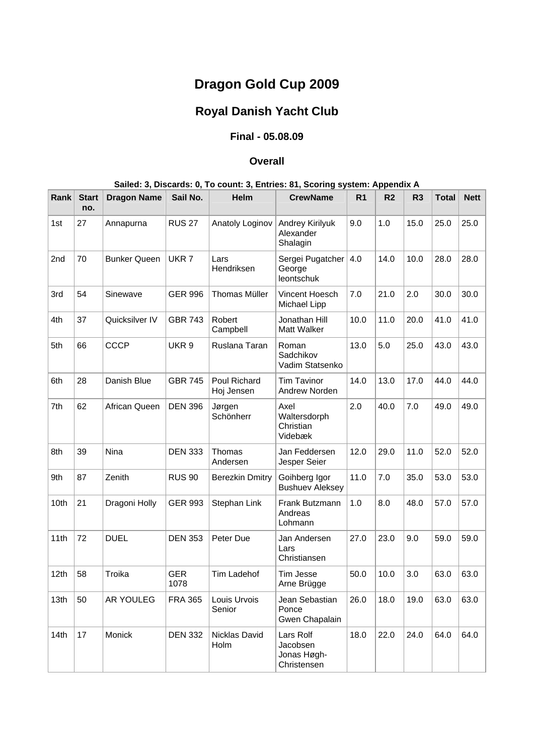# Dragon Gold Cup 2009

## Royal Danish Yacht Club

### Final - 05.08.09

### Overall

**Sailed: 3, Discards: 0, To count: 3, Entries: 81, Scoring system: Appendix A**

| Rank | Start no. | Dragon Name | Sail No. | Helm | CrewName | R1 | R2 | R3 | Total | Nett |
|---|---|---|---|---|---|---|---|---|---|---|
| 1st | 27 | Annapurna | RUS 27 | Anatoly Loginov | Andrey Kirilyuk Alexander Shalagin | 9.0 | 1.0 | 15.0 | 25.0 | 25.0 |
| 2nd | 70 | Bunker Queen | UKR 7 | Lars Hendriksen | Sergei Pugatcher George leontschuk | 4.0 | 14.0 | 10.0 | 28.0 | 28.0 |
| 3rd | 54 | Sinewave | GER 996 | Thomas Müller | Vincent Hoesch Michael Lipp | 7.0 | 21.0 | 2.0 | 30.0 | 30.0 |
| 4th | 37 | Quicksilver IV | GBR 743 | Robert Campbell | Jonathan Hill Matt Walker | 10.0 | 11.0 | 20.0 | 41.0 | 41.0 |
| 5th | 66 | CCCP | UKR 9 | Ruslana Taran | Roman Sadchikov Vadim Statsenko | 13.0 | 5.0 | 25.0 | 43.0 | 43.0 |
| 6th | 28 | Danish Blue | GBR 745 | Poul Richard Hoj Jensen | Tim Tavinor Andrew Norden | 14.0 | 13.0 | 17.0 | 44.0 | 44.0 |
| 7th | 62 | African Queen | DEN 396 | Jørgen Schönherr | Axel Waltersdorph Christian Videbæk | 2.0 | 40.0 | 7.0 | 49.0 | 49.0 |
| 8th | 39 | Nina | DEN 333 | Thomas Andersen | Jan Feddersen Jesper Seier | 12.0 | 29.0 | 11.0 | 52.0 | 52.0 |
| 9th | 87 | Zenith | RUS 90 | Berezkin Dmitry | Goihberg Igor Bushuev Aleksey | 11.0 | 7.0 | 35.0 | 53.0 | 53.0 |
| 10th | 21 | Dragoni Holly | GER 993 | Stephan Link | Frank Butzmann Andreas Lohmann | 1.0 | 8.0 | 48.0 | 57.0 | 57.0 |
| 11th | 72 | DUEL | DEN 353 | Peter Due | Jan Andersen Lars Christiansen | 27.0 | 23.0 | 9.0 | 59.0 | 59.0 |
| 12th | 58 | Troika | GER 1078 | Tim Ladehof | Tim Jesse Arne Brügge | 50.0 | 10.0 | 3.0 | 63.0 | 63.0 |
| 13th | 50 | AR YOULEG | FRA 365 | Louis Urvois Senior | Jean Sebastian Ponce Gwen Chapalain | 26.0 | 18.0 | 19.0 | 63.0 | 63.0 |
| 14th | 17 | Monick | DEN 332 | Nicklas David Holm | Lars Rolf Jacobsen Jonas Høgh-Christensen | 18.0 | 22.0 | 24.0 | 64.0 | 64.0 |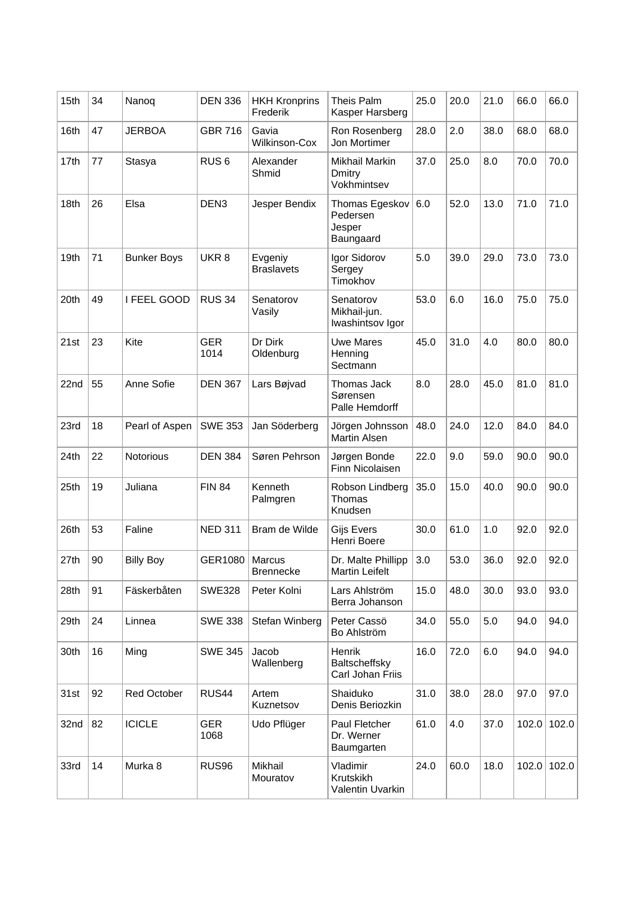| 15th | 34 | Nanoq | DEN 336 | HKH Kronprins Frederik | Theis Palm Kasper Harsberg | 25.0 | 20.0 | 21.0 | 66.0 | 66.0 |
|---|---|---|---|---|---|---|---|---|---|---|
| 16th | 47 | JERBOA | GBR 716 | Gavia Wilkinson-Cox | Ron Rosenberg Jon Mortimer | 28.0 | 2.0 | 38.0 | 68.0 | 68.0 |
| 17th | 77 | Stasya | RUS 6 | Alexander Shmid | Mikhail Markin Dmitry Vokhmintsev | 37.0 | 25.0 | 8.0 | 70.0 | 70.0 |
| 18th | 26 | Elsa | DEN3 | Jesper Bendix | Thomas Egeskov Pedersen Jesper Baungaard | 6.0 | 52.0 | 13.0 | 71.0 | 71.0 |
| 19th | 71 | Bunker Boys | UKR 8 | Evgeniy Braslavets | Igor Sidorov Sergey Timokhov | 5.0 | 39.0 | 29.0 | 73.0 | 73.0 |
| 20th | 49 | I FEEL GOOD | RUS 34 | Senatorov Vasily | Senatorov Mikhail-jun. Iwashintsov Igor | 53.0 | 6.0 | 16.0 | 75.0 | 75.0 |
| 21st | 23 | Kite | GER 1014 | Dr Dirk Oldenburg | Uwe Mares Henning Sectmann | 45.0 | 31.0 | 4.0 | 80.0 | 80.0 |
| 22nd | 55 | Anne Sofie | DEN 367 | Lars Bøjvad | Thomas Jack Sørensen Palle Hemdorff | 8.0 | 28.0 | 45.0 | 81.0 | 81.0 |
| 23rd | 18 | Pearl of Aspen | SWE 353 | Jan Söderberg | Jörgen Johnsson Martin Alsen | 48.0 | 24.0 | 12.0 | 84.0 | 84.0 |
| 24th | 22 | Notorious | DEN 384 | Søren Pehrson | Jørgen Bonde Finn Nicolaisen | 22.0 | 9.0 | 59.0 | 90.0 | 90.0 |
| 25th | 19 | Juliana | FIN 84 | Kenneth Palmgren | Robson Lindberg Thomas Knudsen | 35.0 | 15.0 | 40.0 | 90.0 | 90.0 |
| 26th | 53 | Faline | NED 311 | Bram de Wilde | Gijs Evers Henri Boere | 30.0 | 61.0 | 1.0 | 92.0 | 92.0 |
| 27th | 90 | Billy Boy | GER1080 | Marcus Brennecke | Dr. Malte Phillipp Martin Leifelt | 3.0 | 53.0 | 36.0 | 92.0 | 92.0 |
| 28th | 91 | Fäskerbåten | SWE328 | Peter Kolni | Lars Ahlström Berra Johanson | 15.0 | 48.0 | 30.0 | 93.0 | 93.0 |
| 29th | 24 | Linnea | SWE 338 | Stefan Winberg | Peter Cassö Bo Ahlström | 34.0 | 55.0 | 5.0 | 94.0 | 94.0 |
| 30th | 16 | Ming | SWE 345 | Jacob Wallenberg | Henrik Baltscheffsky Carl Johan Friis | 16.0 | 72.0 | 6.0 | 94.0 | 94.0 |
| 31st | 92 | Red October | RUS44 | Artem Kuznetsov | Shaiduko Denis Beriozkin | 31.0 | 38.0 | 28.0 | 97.0 | 97.0 |
| 32nd | 82 | ICICLE | GER 1068 | Udo Pflüger | Paul Fletcher Dr. Werner Baumgarten | 61.0 | 4.0 | 37.0 | 102.0 | 102.0 |
| 33rd | 14 | Murka 8 | RUS96 | Mikhail Mouratov | Vladimir Krutskikh Valentin Uvarkin | 24.0 | 60.0 | 18.0 | 102.0 | 102.0 |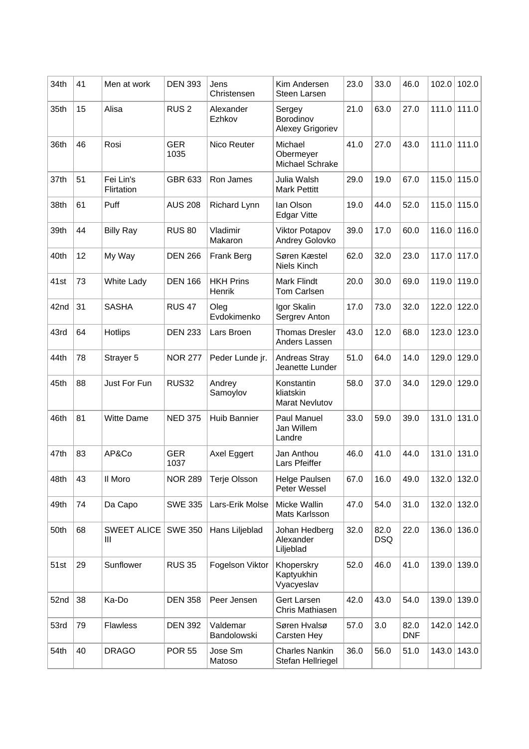| 34th | 41 | Men at work | DEN 393 | Jens Christensen | Kim Andersen Steen Larsen | 23.0 | 33.0 | 46.0 | 102.0 | 102.0 |
|---|---|---|---|---|---|---|---|---|---|---|
| 35th | 15 | Alisa | RUS 2 | Alexander Ezhkov | Sergey Borodinov Alexey Grigoriev | 21.0 | 63.0 | 27.0 | 111.0 | 111.0 |
| 36th | 46 | Rosi | GER 1035 | Nico Reuter | Michael Obermeyer Michael Schrake | 41.0 | 27.0 | 43.0 | 111.0 | 111.0 |
| 37th | 51 | Fei Lin's Flirtation | GBR 633 | Ron James | Julia Walsh Mark Pettitt | 29.0 | 19.0 | 67.0 | 115.0 | 115.0 |
| 38th | 61 | Puff | AUS 208 | Richard Lynn | Ian Olson Edgar Vitte | 19.0 | 44.0 | 52.0 | 115.0 | 115.0 |
| 39th | 44 | Billy Ray | RUS 80 | Vladimir Makaron | Viktor Potapov Andrey Golovko | 39.0 | 17.0 | 60.0 | 116.0 | 116.0 |
| 40th | 12 | My Way | DEN 266 | Frank Berg | Søren Kæstel Niels Kinch | 62.0 | 32.0 | 23.0 | 117.0 | 117.0 |
| 41st | 73 | White Lady | DEN 166 | HKH Prins Henrik | Mark Flindt Tom Carlsen | 20.0 | 30.0 | 69.0 | 119.0 | 119.0 |
| 42nd | 31 | SASHA | RUS 47 | Oleg Evdokimenko | Igor Skalin Sergrev Anton | 17.0 | 73.0 | 32.0 | 122.0 | 122.0 |
| 43rd | 64 | Hotlips | DEN 233 | Lars Broen | Thomas Dresler Anders Lassen | 43.0 | 12.0 | 68.0 | 123.0 | 123.0 |
| 44th | 78 | Strayer 5 | NOR 277 | Peder Lunde jr. | Andreas Stray Jeanette Lunder | 51.0 | 64.0 | 14.0 | 129.0 | 129.0 |
| 45th | 88 | Just For Fun | RUS32 | Andrey Samoylov | Konstantin kliatskin Marat Nevlutov | 58.0 | 37.0 | 34.0 | 129.0 | 129.0 |
| 46th | 81 | Witte Dame | NED 375 | Huib Bannier | Paul Manuel Jan Willem Landre | 33.0 | 59.0 | 39.0 | 131.0 | 131.0 |
| 47th | 83 | AP&Co | GER 1037 | Axel Eggert | Jan Anthou Lars Pfeiffer | 46.0 | 41.0 | 44.0 | 131.0 | 131.0 |
| 48th | 43 | Il Moro | NOR 289 | Terje Olsson | Helge Paulsen Peter Wessel | 67.0 | 16.0 | 49.0 | 132.0 | 132.0 |
| 49th | 74 | Da Capo | SWE 335 | Lars-Erik Molse | Micke Wallin Mats Karlsson | 47.0 | 54.0 | 31.0 | 132.0 | 132.0 |
| 50th | 68 | SWEET ALICE III | SWE 350 | Hans Liljeblad | Johan Hedberg Alexander Liljeblad | 32.0 | 82.0 DSQ | 22.0 | 136.0 | 136.0 |
| 51st | 29 | Sunflower | RUS 35 | Fogelson Viktor | Khoperskry Kaptyukhin Vyacyeslav | 52.0 | 46.0 | 41.0 | 139.0 | 139.0 |
| 52nd | 38 | Ka-Do | DEN 358 | Peer Jensen | Gert Larsen Chris Mathiasen | 42.0 | 43.0 | 54.0 | 139.0 | 139.0 |
| 53rd | 79 | Flawless | DEN 392 | Valdemar Bandolowski | Søren Hvalsø Carsten Hey | 57.0 | 3.0 | 82.0 DNF | 142.0 | 142.0 |
| 54th | 40 | DRAGO | POR 55 | Jose Sm Matoso | Charles Nankin Stefan Hellriegel | 36.0 | 56.0 | 51.0 | 143.0 | 143.0 |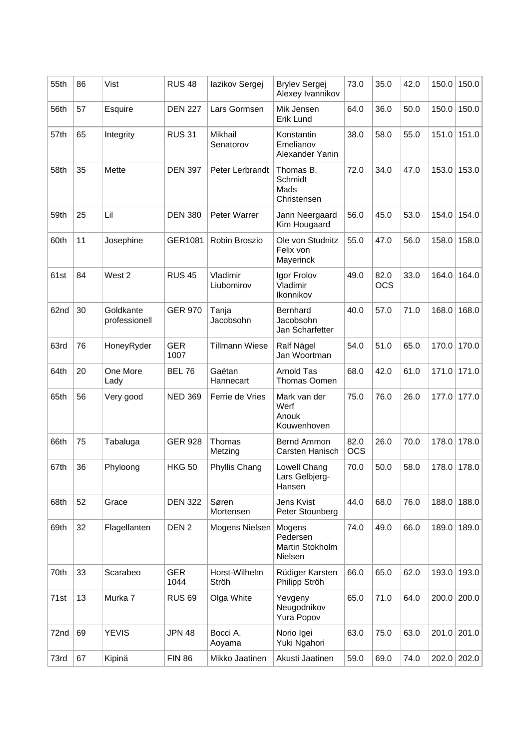| 55th | 86 | Vist | RUS 48 | Iazikov Sergej | Brylev Sergej Alexey Ivannikov | 73.0 | 35.0 | 42.0 | 150.0 | 150.0 |
|---|---|---|---|---|---|---|---|---|---|---|
| 56th | 57 | Esquire | DEN 227 | Lars Gormsen | Mik Jensen Erik Lund | 64.0 | 36.0 | 50.0 | 150.0 | 150.0 |
| 57th | 65 | Integrity | RUS 31 | Mikhail Senatorov | Konstantin Emelianov Alexander Yanin | 38.0 | 58.0 | 55.0 | 151.0 | 151.0 |
| 58th | 35 | Mette | DEN 397 | Peter Lerbrandt | Thomas B. Schmidt Mads Christensen | 72.0 | 34.0 | 47.0 | 153.0 | 153.0 |
| 59th | 25 | Lil | DEN 380 | Peter Warrer | Jann Neergaard Kim Hougaard | 56.0 | 45.0 | 53.0 | 154.0 | 154.0 |
| 60th | 11 | Josephine | GER1081 | Robin Broszio | Ole von Studnitz Felix von Mayerinck | 55.0 | 47.0 | 56.0 | 158.0 | 158.0 |
| 61st | 84 | West 2 | RUS 45 | Vladimir Liubomirov | Igor Frolov Vladimir Ikonnikov | 49.0 | 82.0 OCS | 33.0 | 164.0 | 164.0 |
| 62nd | 30 | Goldkante professionell | GER 970 | Tanja Jacobsohn | Bernhard Jacobsohn Jan Scharfetter | 40.0 | 57.0 | 71.0 | 168.0 | 168.0 |
| 63rd | 76 | HoneyRyder | GER 1007 | Tillmann Wiese | Ralf Nägel Jan Woortman | 54.0 | 51.0 | 65.0 | 170.0 | 170.0 |
| 64th | 20 | One More Lady | BEL 76 | Gaëtan Hannecart | Arnold Tas Thomas Oomen | 68.0 | 42.0 | 61.0 | 171.0 | 171.0 |
| 65th | 56 | Very good | NED 369 | Ferrie de Vries | Mark van der Werf Anouk Kouwenhoven | 75.0 | 76.0 | 26.0 | 177.0 | 177.0 |
| 66th | 75 | Tabaluga | GER 928 | Thomas Metzing | Bernd Ammon Carsten Hanisch | 82.0 OCS | 26.0 | 70.0 | 178.0 | 178.0 |
| 67th | 36 | Phyloong | HKG 50 | Phyllis Chang | Lowell Chang Lars Gelbjerg-Hansen | 70.0 | 50.0 | 58.0 | 178.0 | 178.0 |
| 68th | 52 | Grace | DEN 322 | Søren Mortensen | Jens Kvist Peter Stounberg | 44.0 | 68.0 | 76.0 | 188.0 | 188.0 |
| 69th | 32 | Flagellanten | DEN 2 | Mogens Nielsen | Mogens Pedersen Martin Stokholm Nielsen | 74.0 | 49.0 | 66.0 | 189.0 | 189.0 |
| 70th | 33 | Scarabeo | GER 1044 | Horst-Wilhelm Ströh | Rüdiger Karsten Philipp Ströh | 66.0 | 65.0 | 62.0 | 193.0 | 193.0 |
| 71st | 13 | Murka 7 | RUS 69 | Olga White | Yevgeny Neugodnikov Yura Popov | 65.0 | 71.0 | 64.0 | 200.0 | 200.0 |
| 72nd | 69 | YEVIS | JPN 48 | Bocci A. Aoyama | Norio Igei Yuki Ngahori | 63.0 | 75.0 | 63.0 | 201.0 | 201.0 |
| 73rd | 67 | Kipinä | FIN 86 | Mikko Jaatinen | Akusti Jaatinen | 59.0 | 69.0 | 74.0 | 202.0 | 202.0 |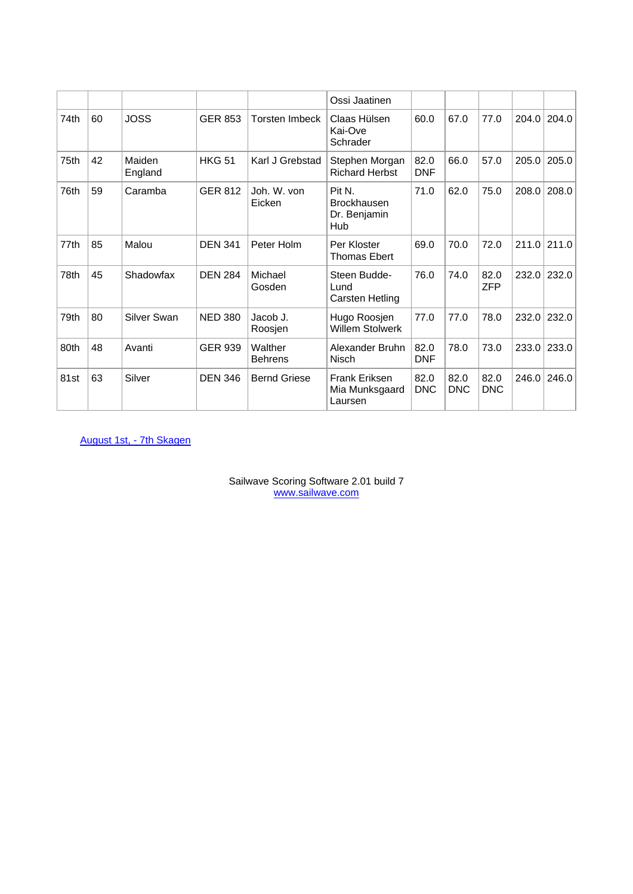| | | | | | | | | | | |
|---|---|---|---|---|---|---|---|---|---|---|
| | | | | | Ossi Jaatinen | | | | | |
| 74th | 60 | JOSS | GER 853 | Torsten Imbeck | Claas Hülsen Kai-Ove Schrader | 60.0 | 67.0 | 77.0 | 204.0 | 204.0 |
| 75th | 42 | Maiden England | HKG 51 | Karl J Grebstad | Stephen Morgan Richard Herbst | 82.0 DNF | 66.0 | 57.0 | 205.0 | 205.0 |
| 76th | 59 | Caramba | GER 812 | Joh. W. von Eicken | Pit N. Brockhausen Dr. Benjamin Hub | 71.0 | 62.0 | 75.0 | 208.0 | 208.0 |
| 77th | 85 | Malou | DEN 341 | Peter Holm | Per Kloster Thomas Ebert | 69.0 | 70.0 | 72.0 | 211.0 | 211.0 |
| 78th | 45 | Shadowfax | DEN 284 | Michael Gosden | Steen Budde-Lund Carsten Hetling | 76.0 | 74.0 | 82.0 ZFP | 232.0 | 232.0 |
| 79th | 80 | Silver Swan | NED 380 | Jacob J. Roosjen | Hugo Roosjen Willem Stolwerk | 77.0 | 77.0 | 78.0 | 232.0 | 232.0 |
| 80th | 48 | Avanti | GER 939 | Walther Behrens | Alexander Bruhn Nisch | 82.0 DNF | 78.0 | 73.0 | 233.0 | 233.0 |
| 81st | 63 | Silver | DEN 346 | Bernd Griese | Frank Eriksen Mia Munksgaard Laursen | 82.0 DNC | 82.0 DNC | 82.0 DNC | 246.0 | 246.0 |

August 1st, - 7th Skagen

Sailwave Scoring Software 2.01 build 7
www.sailwave.com